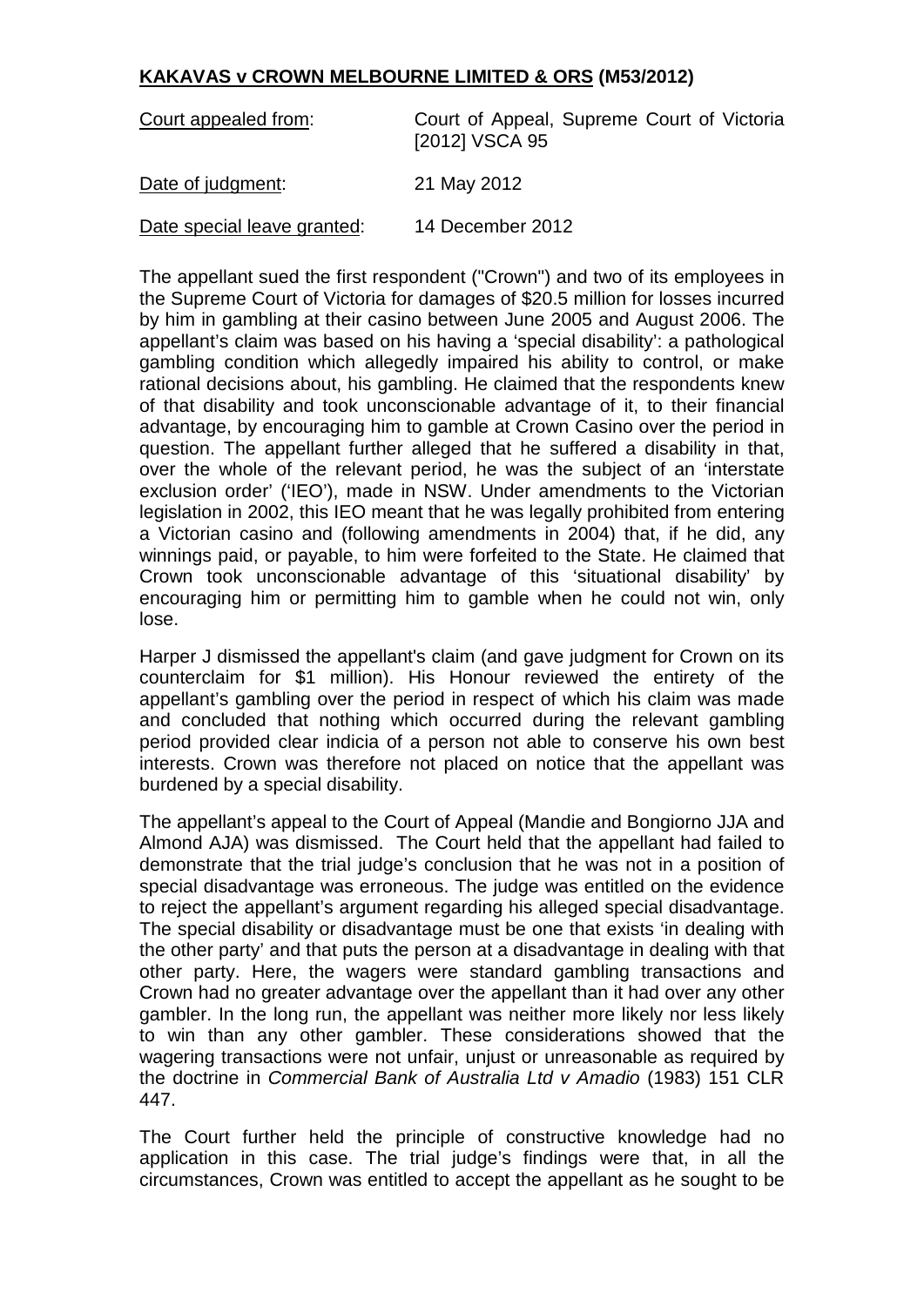**KAKAVAS v CROWN MELBOURNE LIMITED & ORS (M53/2012)**

| Court appealed from: | Court of Appeal, Supreme Court of Victoria [2012] VSCA 95 |
| --- | --- |
| Date of judgment: | 21 May 2012 |
| Date special leave granted: | 14 December 2012 |

The appellant sued the first respondent ("Crown") and two of its employees in the Supreme Court of Victoria for damages of $20.5 million for losses incurred by him in gambling at their casino between June 2005 and August 2006. The appellant's claim was based on his having a 'special disability': a pathological gambling condition which allegedly impaired his ability to control, or make rational decisions about, his gambling. He claimed that the respondents knew of that disability and took unconscionable advantage of it, to their financial advantage, by encouraging him to gamble at Crown Casino over the period in question. The appellant further alleged that he suffered a disability in that, over the whole of the relevant period, he was the subject of an 'interstate exclusion order' ('IEO'), made in NSW. Under amendments to the Victorian legislation in 2002, this IEO meant that he was legally prohibited from entering a Victorian casino and (following amendments in 2004) that, if he did, any winnings paid, or payable, to him were forfeited to the State. He claimed that Crown took unconscionable advantage of this 'situational disability' by encouraging him or permitting him to gamble when he could not win, only lose.

Harper J dismissed the appellant's claim (and gave judgment for Crown on its counterclaim for $1 million). His Honour reviewed the entirety of the appellant's gambling over the period in respect of which his claim was made and concluded that nothing which occurred during the relevant gambling period provided clear indicia of a person not able to conserve his own best interests. Crown was therefore not placed on notice that the appellant was burdened by a special disability.

The appellant's appeal to the Court of Appeal (Mandie and Bongiorno JJA and Almond AJA) was dismissed. The Court held that the appellant had failed to demonstrate that the trial judge's conclusion that he was not in a position of special disadvantage was erroneous. The judge was entitled on the evidence to reject the appellant's argument regarding his alleged special disadvantage. The special disability or disadvantage must be one that exists 'in dealing with the other party' and that puts the person at a disadvantage in dealing with that other party. Here, the wagers were standard gambling transactions and Crown had no greater advantage over the appellant than it had over any other gambler. In the long run, the appellant was neither more likely nor less likely to win than any other gambler. These considerations showed that the wagering transactions were not unfair, unjust or unreasonable as required by the doctrine in *Commercial Bank of Australia Ltd v Amadio* (1983) 151 CLR 447.

The Court further held the principle of constructive knowledge had no application in this case. The trial judge's findings were that, in all the circumstances, Crown was entitled to accept the appellant as he sought to be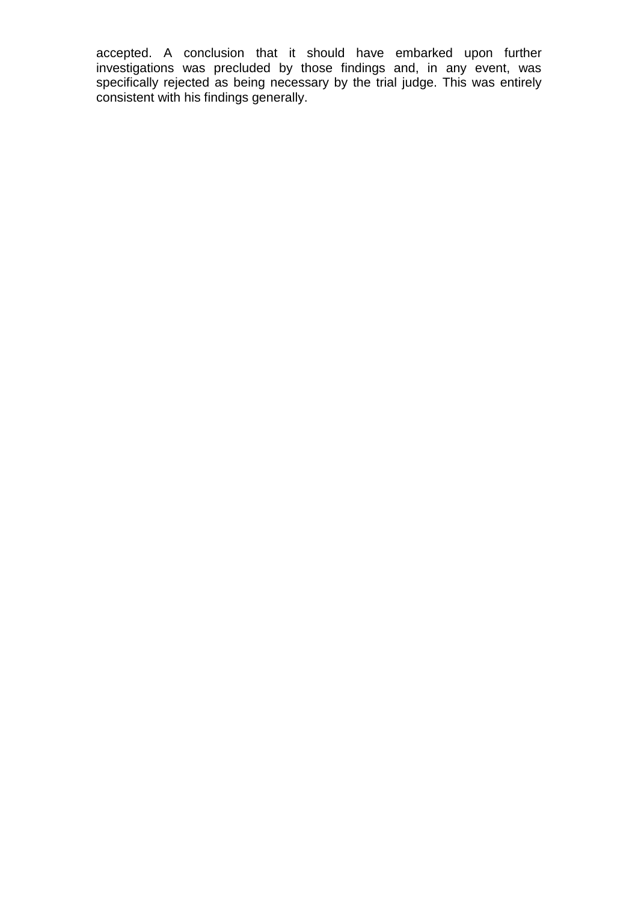accepted. A conclusion that it should have embarked upon further investigations was precluded by those findings and, in any event, was specifically rejected as being necessary by the trial judge. This was entirely consistent with his findings generally.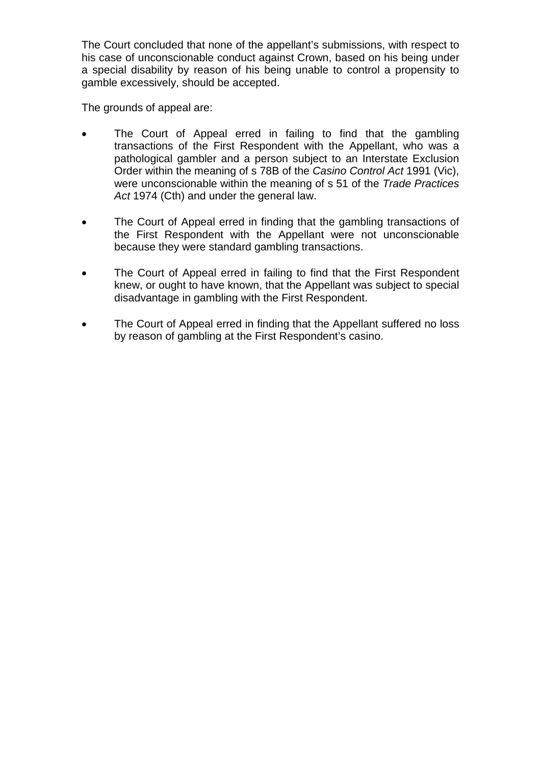The Court concluded that none of the appellant's submissions, with respect to his case of unconscionable conduct against Crown, based on his being under a special disability by reason of his being unable to control a propensity to gamble excessively, should be accepted.

The grounds of appeal are:

- The Court of Appeal erred in failing to find that the gambling transactions of the First Respondent with the Appellant, who was a pathological gambler and a person subject to an Interstate Exclusion Order within the meaning of s 78B of the *Casino Control Act* 1991 (Vic), were unconscionable within the meaning of s 51 of the *Trade Practices Act* 1974 (Cth) and under the general law.

- The Court of Appeal erred in finding that the gambling transactions of the First Respondent with the Appellant were not unconscionable because they were standard gambling transactions.

- The Court of Appeal erred in failing to find that the First Respondent knew, or ought to have known, that the Appellant was subject to special disadvantage in gambling with the First Respondent.

- The Court of Appeal erred in finding that the Appellant suffered no loss by reason of gambling at the First Respondent's casino.